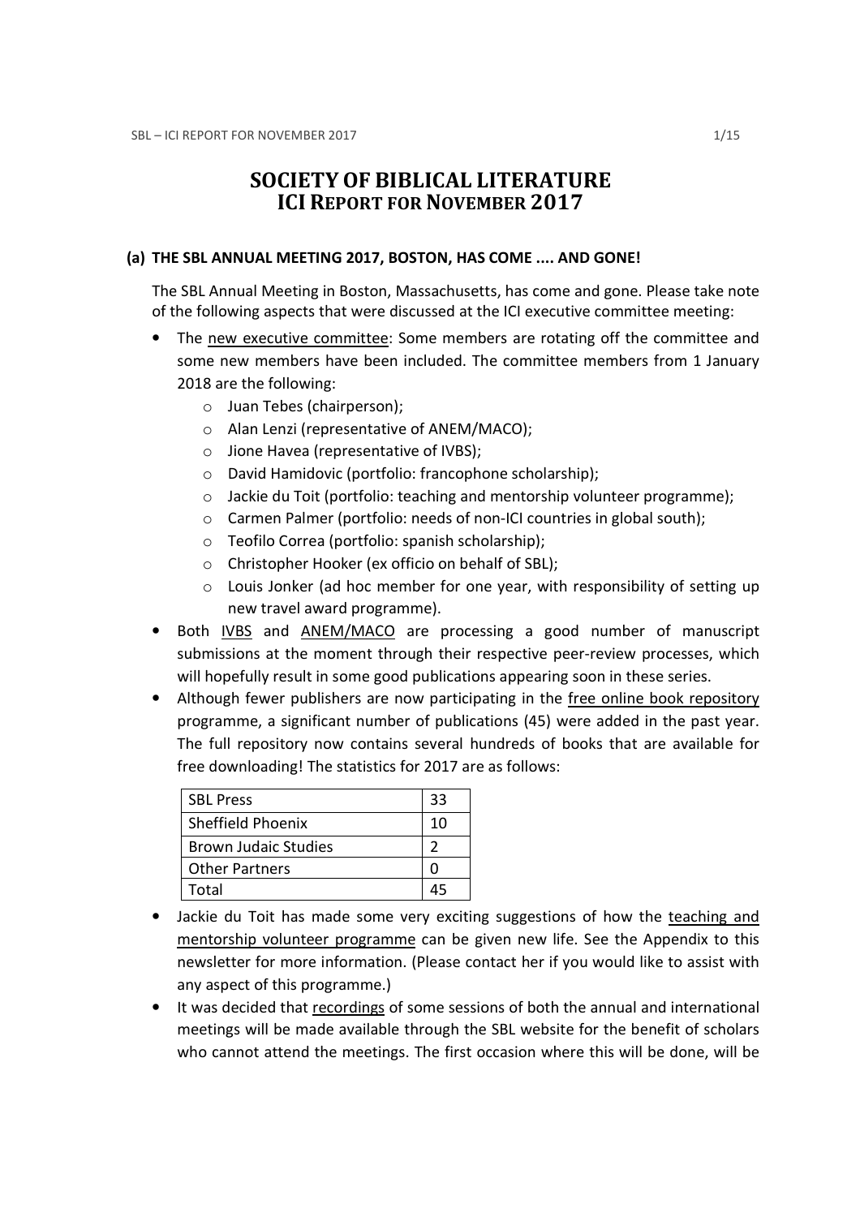# SOCIETY OF BIBLICAL LITERATURE
## ICI REPORT FOR NOVEMBER 2017

### (a) THE SBL ANNUAL MEETING 2017, BOSTON, HAS COME .... AND GONE!

The SBL Annual Meeting in Boston, Massachusetts, has come and gone. Please take note of the following aspects that were discussed at the ICI executive committee meeting:

- The new executive committee: Some members are rotating off the committee and some new members have been included. The committee members from 1 January 2018 are the following:
  - Juan Tebes (chairperson);
  - Alan Lenzi (representative of ANEM/MACO);
  - Jione Havea (representative of IVBS);
  - David Hamidovic (portfolio: francophone scholarship);
  - Jackie du Toit (portfolio: teaching and mentorship volunteer programme);
  - Carmen Palmer (portfolio: needs of non-ICI countries in global south);
  - Teofilo Correa (portfolio: spanish scholarship);
  - Christopher Hooker (ex officio on behalf of SBL);
  - Louis Jonker (ad hoc member for one year, with responsibility of setting up new travel award programme).
- Both IVBS and ANEM/MACO are processing a good number of manuscript submissions at the moment through their respective peer-review processes, which will hopefully result in some good publications appearing soon in these series.
- Although fewer publishers are now participating in the free online book repository programme, a significant number of publications (45) were added in the past year. The full repository now contains several hundreds of books that are available for free downloading! The statistics for 2017 are as follows:

| SBL Press | 33 |
|---|---|
| Sheffield Phoenix | 10 |
| Brown Judaic Studies | 2 |
| Other Partners | 0 |
| Total | 45 |

- Jackie du Toit has made some very exciting suggestions of how the teaching and mentorship volunteer programme can be given new life. See the Appendix to this newsletter for more information. (Please contact her if you would like to assist with any aspect of this programme.)
- It was decided that recordings of some sessions of both the annual and international meetings will be made available through the SBL website for the benefit of scholars who cannot attend the meetings. The first occasion where this will be done, will be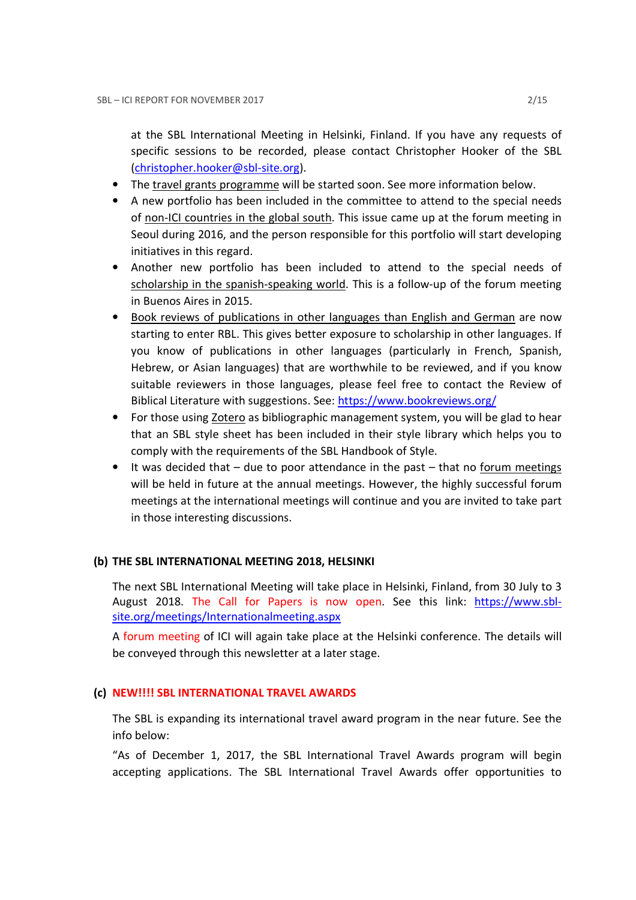at the SBL International Meeting in Helsinki, Finland. If you have any requests of specific sessions to be recorded, please contact Christopher Hooker of the SBL (christopher.hooker@sbl-site.org).

- The travel grants programme will be started soon. See more information below.
- A new portfolio has been included in the committee to attend to the special needs of non-ICI countries in the global south. This issue came up at the forum meeting in Seoul during 2016, and the person responsible for this portfolio will start developing initiatives in this regard.
- Another new portfolio has been included to attend to the special needs of scholarship in the spanish-speaking world. This is a follow-up of the forum meeting in Buenos Aires in 2015.
- Book reviews of publications in other languages than English and German are now starting to enter RBL. This gives better exposure to scholarship in other languages. If you know of publications in other languages (particularly in French, Spanish, Hebrew, or Asian languages) that are worthwhile to be reviewed, and if you know suitable reviewers in those languages, please feel free to contact the Review of Biblical Literature with suggestions. See: https://www.bookreviews.org/
- For those using Zotero as bibliographic management system, you will be glad to hear that an SBL style sheet has been included in their style library which helps you to comply with the requirements of the SBL Handbook of Style.
- It was decided that – due to poor attendance in the past – that no forum meetings will be held in future at the annual meetings. However, the highly successful forum meetings at the international meetings will continue and you are invited to take part in those interesting discussions.

### (b) THE SBL INTERNATIONAL MEETING 2018, HELSINKI

The next SBL International Meeting will take place in Helsinki, Finland, from 30 July to 3 August 2018. The Call for Papers is now open. See this link: https://www.sbl-site.org/meetings/Internationalmeeting.aspx

A forum meeting of ICI will again take place at the Helsinki conference. The details will be conveyed through this newsletter at a later stage.

### (c) NEW!!!! SBL INTERNATIONAL TRAVEL AWARDS

The SBL is expanding its international travel award program in the near future. See the info below:

"As of December 1, 2017, the SBL International Travel Awards program will begin accepting applications. The SBL International Travel Awards offer opportunities to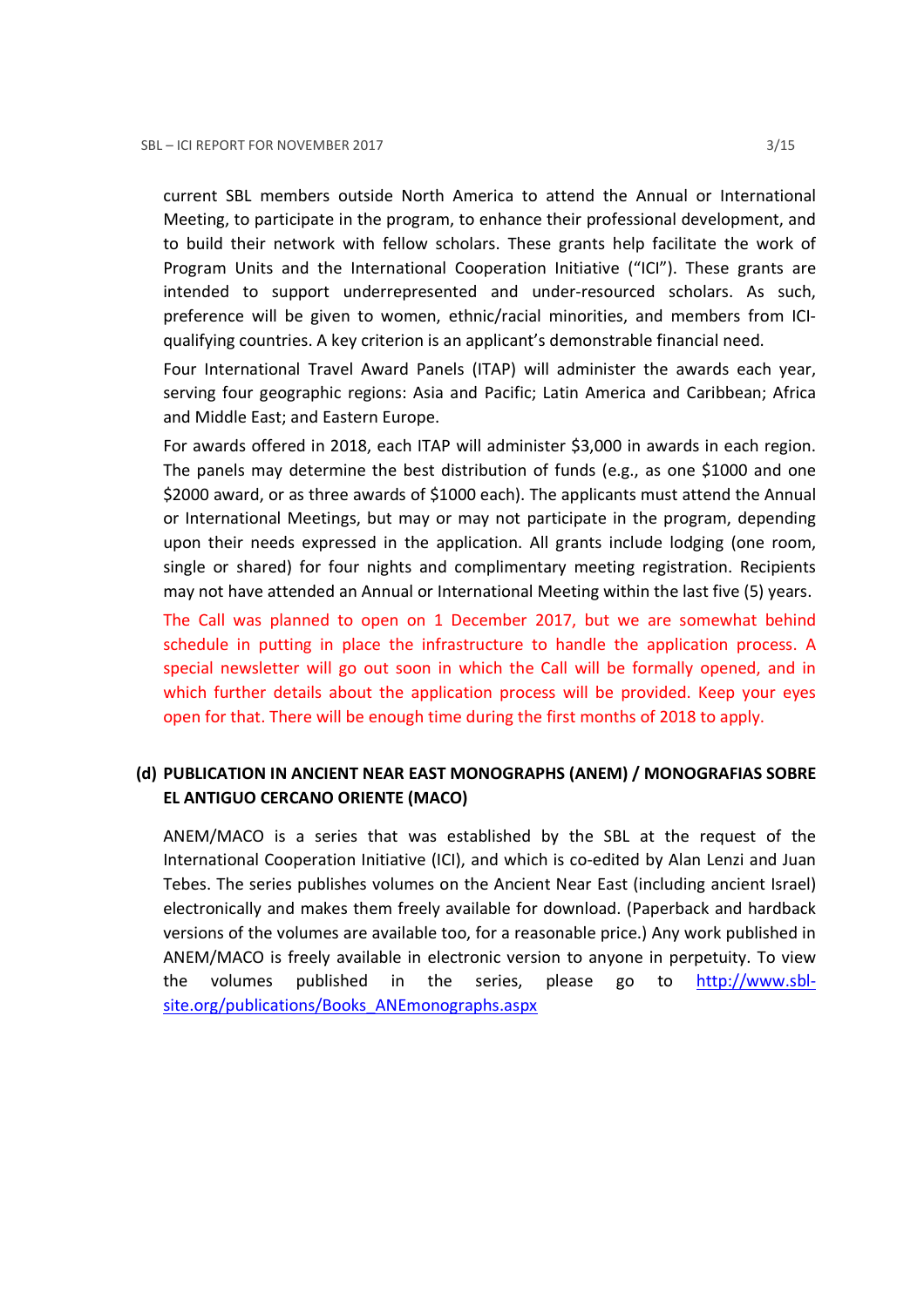current SBL members outside North America to attend the Annual or International Meeting, to participate in the program, to enhance their professional development, and to build their network with fellow scholars. These grants help facilitate the work of Program Units and the International Cooperation Initiative ("ICI"). These grants are intended to support underrepresented and under-resourced scholars. As such, preference will be given to women, ethnic/racial minorities, and members from ICI-qualifying countries. A key criterion is an applicant's demonstrable financial need.

Four International Travel Award Panels (ITAP) will administer the awards each year, serving four geographic regions: Asia and Pacific; Latin America and Caribbean; Africa and Middle East; and Eastern Europe.

For awards offered in 2018, each ITAP will administer $3,000 in awards in each region. The panels may determine the best distribution of funds (e.g., as one $1000 and one $2000 award, or as three awards of $1000 each). The applicants must attend the Annual or International Meetings, but may or may not participate in the program, depending upon their needs expressed in the application. All grants include lodging (one room, single or shared) for four nights and complimentary meeting registration. Recipients may not have attended an Annual or International Meeting within the last five (5) years.

The Call was planned to open on 1 December 2017, but we are somewhat behind schedule in putting in place the infrastructure to handle the application process. A special newsletter will go out soon in which the Call will be formally opened, and in which further details about the application process will be provided. Keep your eyes open for that. There will be enough time during the first months of 2018 to apply.

### (d) PUBLICATION IN ANCIENT NEAR EAST MONOGRAPHS (ANEM) / MONOGRAFIAS SOBRE EL ANTIGUO CERCANO ORIENTE (MACO)

ANEM/MACO is a series that was established by the SBL at the request of the International Cooperation Initiative (ICI), and which is co-edited by Alan Lenzi and Juan Tebes. The series publishes volumes on the Ancient Near East (including ancient Israel) electronically and makes them freely available for download. (Paperback and hardback versions of the volumes are available too, for a reasonable price.) Any work published in ANEM/MACO is freely available in electronic version to anyone in perpetuity. To view the volumes published in the series, please go to [http://www.sbl-site.org/publications/Books_ANEmonographs.aspx](http://www.sbl-site.org/publications/Books_ANEmonographs.aspx)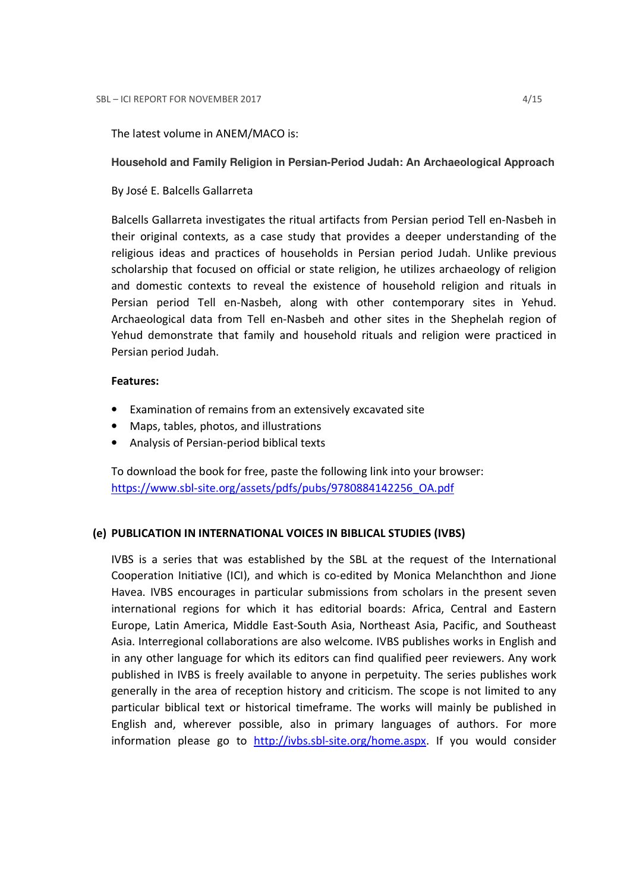The latest volume in ANEM/MACO is:

**Household and Family Religion in Persian-Period Judah: An Archaeological Approach**

By José E. Balcells Gallarreta

Balcells Gallarreta investigates the ritual artifacts from Persian period Tell en-Nasbeh in their original contexts, as a case study that provides a deeper understanding of the religious ideas and practices of households in Persian period Judah. Unlike previous scholarship that focused on official or state religion, he utilizes archaeology of religion and domestic contexts to reveal the existence of household religion and rituals in Persian period Tell en-Nasbeh, along with other contemporary sites in Yehud. Archaeological data from Tell en-Nasbeh and other sites in the Shephelah region of Yehud demonstrate that family and household rituals and religion were practiced in Persian period Judah.

**Features:**

- Examination of remains from an extensively excavated site
- Maps, tables, photos, and illustrations
- Analysis of Persian-period biblical texts

To download the book for free, paste the following link into your browser:
[https://www.sbl-site.org/assets/pdfs/pubs/9780884142256_OA.pdf](https://www.sbl-site.org/assets/pdfs/pubs/9780884142256_OA.pdf)

**(e) PUBLICATION IN INTERNATIONAL VOICES IN BIBLICAL STUDIES (IVBS)**

IVBS is a series that was established by the SBL at the request of the International Cooperation Initiative (ICI), and which is co-edited by Monica Melanchthon and Jione Havea. IVBS encourages in particular submissions from scholars in the present seven international regions for which it has editorial boards: Africa, Central and Eastern Europe, Latin America, Middle East-South Asia, Northeast Asia, Pacific, and Southeast Asia. Interregional collaborations are also welcome. IVBS publishes works in English and in any other language for which its editors can find qualified peer reviewers. Any work published in IVBS is freely available to anyone in perpetuity. The series publishes work generally in the area of reception history and criticism. The scope is not limited to any particular biblical text or historical timeframe. The works will mainly be published in English and, wherever possible, also in primary languages of authors. For more information please go to [http://ivbs.sbl-site.org/home.aspx](http://ivbs.sbl-site.org/home.aspx). If you would consider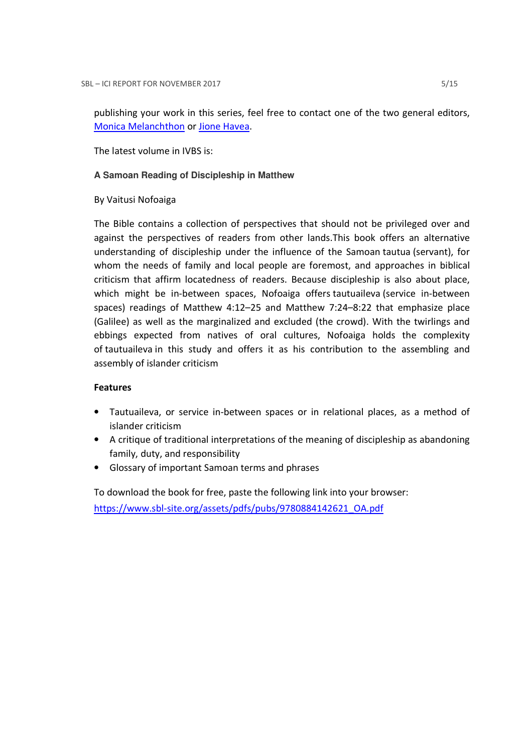publishing your work in this series, feel free to contact one of the two general editors, [Monica Melanchthon](#) or [Jione Havea](#).

The latest volume in IVBS is:

**A Samoan Reading of Discipleship in Matthew**

By Vaitusi Nofoaiga

The Bible contains a collection of perspectives that should not be privileged over and against the perspectives of readers from other lands.This book offers an alternative understanding of discipleship under the influence of the Samoan tautua (servant), for whom the needs of family and local people are foremost, and approaches in biblical criticism that affirm locatedness of readers. Because discipleship is also about place, which might be in-between spaces, Nofoaiga offers tautuaileva (service in-between spaces) readings of Matthew 4:12–25 and Matthew 7:24–8:22 that emphasize place (Galilee) as well as the marginalized and excluded (the crowd). With the twirlings and ebbings expected from natives of oral cultures, Nofoaiga holds the complexity of tautuaileva in this study and offers it as his contribution to the assembling and assembly of islander criticism

**Features**

- Tautuaileva, or service in-between spaces or in relational places, as a method of islander criticism
- A critique of traditional interpretations of the meaning of discipleship as abandoning family, duty, and responsibility
- Glossary of important Samoan terms and phrases

To download the book for free, paste the following link into your browser:
https://www.sbl-site.org/assets/pdfs/pubs/9780884142621_OA.pdf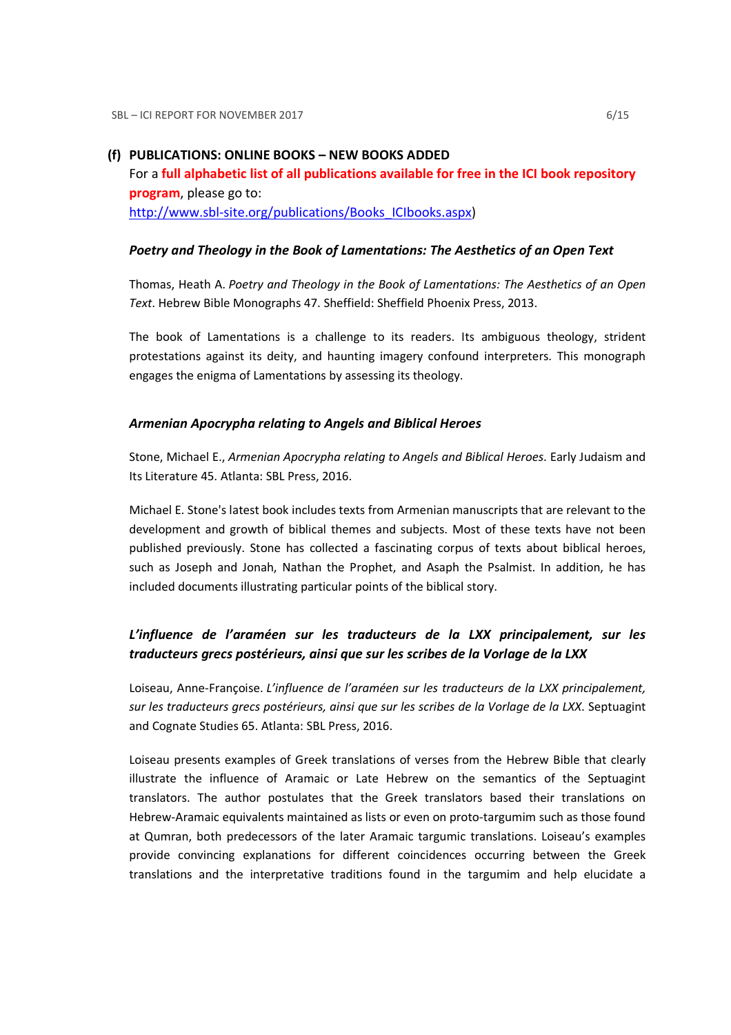### (f) PUBLICATIONS: ONLINE BOOKS – NEW BOOKS ADDED

For a **full alphabetic list of all publications available for free in the ICI book repository program**, please go to: http://www.sbl-site.org/publications/Books_ICIbooks.aspx)

#### *Poetry and Theology in the Book of Lamentations: The Aesthetics of an Open Text*

Thomas, Heath A. *Poetry and Theology in the Book of Lamentations: The Aesthetics of an Open Text*. Hebrew Bible Monographs 47. Sheffield: Sheffield Phoenix Press, 2013.

The book of Lamentations is a challenge to its readers. Its ambiguous theology, strident protestations against its deity, and haunting imagery confound interpreters. This monograph engages the enigma of Lamentations by assessing its theology.

#### *Armenian Apocrypha relating to Angels and Biblical Heroes*

Stone, Michael E., *Armenian Apocrypha relating to Angels and Biblical Heroes*. Early Judaism and Its Literature 45. Atlanta: SBL Press, 2016.

Michael E. Stone's latest book includes texts from Armenian manuscripts that are relevant to the development and growth of biblical themes and subjects. Most of these texts have not been published previously. Stone has collected a fascinating corpus of texts about biblical heroes, such as Joseph and Jonah, Nathan the Prophet, and Asaph the Psalmist. In addition, he has included documents illustrating particular points of the biblical story.

#### *L'influence de l'araméen sur les traducteurs de la LXX principalement, sur les traducteurs grecs postérieurs, ainsi que sur les scribes de la Vorlage de la LXX*

Loiseau, Anne-Françoise. *L'influence de l'araméen sur les traducteurs de la LXX principalement, sur les traducteurs grecs postérieurs, ainsi que sur les scribes de la Vorlage de la LXX*. Septuagint and Cognate Studies 65. Atlanta: SBL Press, 2016.

Loiseau presents examples of Greek translations of verses from the Hebrew Bible that clearly illustrate the influence of Aramaic or Late Hebrew on the semantics of the Septuagint translators. The author postulates that the Greek translators based their translations on Hebrew-Aramaic equivalents maintained as lists or even on proto-targumim such as those found at Qumran, both predecessors of the later Aramaic targumic translations. Loiseau's examples provide convincing explanations for different coincidences occurring between the Greek translations and the interpretative traditions found in the targumim and help elucidate a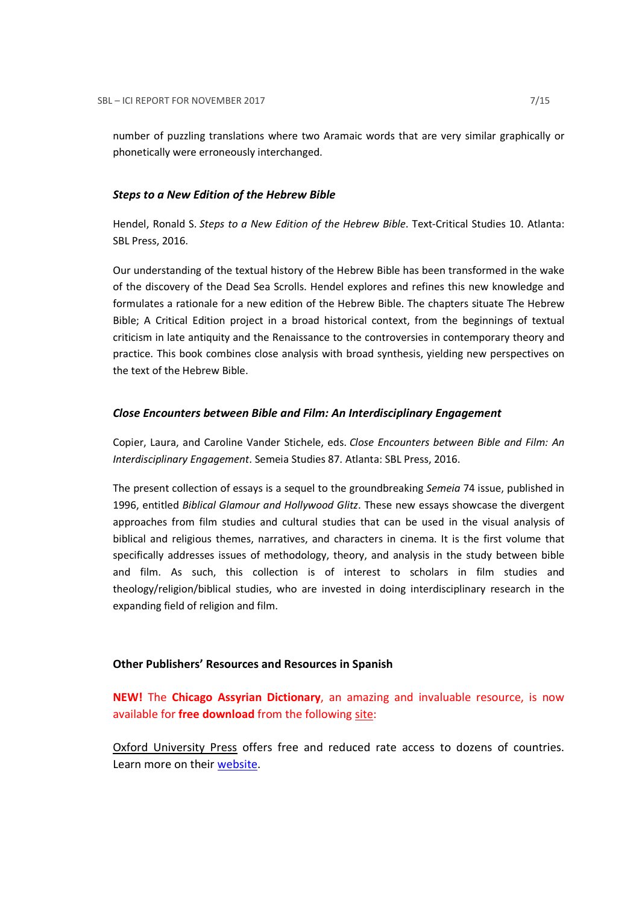number of puzzling translations where two Aramaic words that are very similar graphically or phonetically were erroneously interchanged.

### *Steps to a New Edition of the Hebrew Bible*

Hendel, Ronald S. *Steps to a New Edition of the Hebrew Bible*. Text-Critical Studies 10. Atlanta: SBL Press, 2016.

Our understanding of the textual history of the Hebrew Bible has been transformed in the wake of the discovery of the Dead Sea Scrolls. Hendel explores and refines this new knowledge and formulates a rationale for a new edition of the Hebrew Bible. The chapters situate The Hebrew Bible; A Critical Edition project in a broad historical context, from the beginnings of textual criticism in late antiquity and the Renaissance to the controversies in contemporary theory and practice. This book combines close analysis with broad synthesis, yielding new perspectives on the text of the Hebrew Bible.

### *Close Encounters between Bible and Film: An Interdisciplinary Engagement*

Copier, Laura, and Caroline Vander Stichele, eds. *Close Encounters between Bible and Film: An Interdisciplinary Engagement*. Semeia Studies 87. Atlanta: SBL Press, 2016.

The present collection of essays is a sequel to the groundbreaking *Semeia* 74 issue, published in 1996, entitled *Biblical Glamour and Hollywood Glitz*. These new essays showcase the divergent approaches from film studies and cultural studies that can be used in the visual analysis of biblical and religious themes, narratives, and characters in cinema. It is the first volume that specifically addresses issues of methodology, theory, and analysis in the study between bible and film. As such, this collection is of interest to scholars in film studies and theology/religion/biblical studies, who are invested in doing interdisciplinary research in the expanding field of religion and film.

### Other Publishers' Resources and Resources in Spanish

**NEW!** The **Chicago Assyrian Dictionary**, an amazing and invaluable resource, is now available for **free download** from the following site:

Oxford University Press offers free and reduced rate access to dozens of countries. Learn more on their website.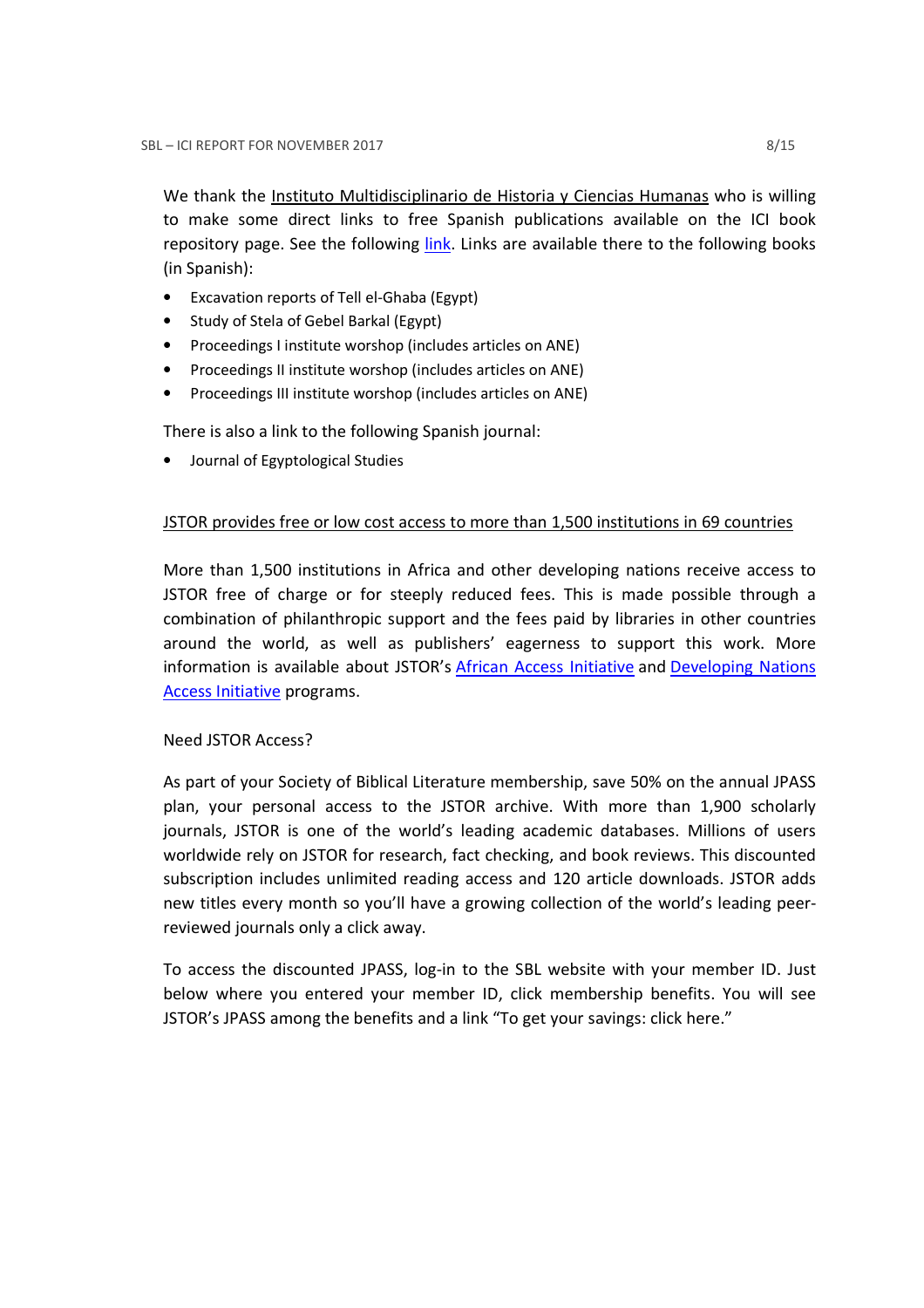We thank the Instituto Multidisciplinario de Historia y Ciencias Humanas who is willing to make some direct links to free Spanish publications available on the ICI book repository page. See the following link. Links are available there to the following books (in Spanish):

- Excavation reports of Tell el-Ghaba (Egypt)
- Study of Stela of Gebel Barkal (Egypt)
- Proceedings I institute worshop (includes articles on ANE)
- Proceedings II institute worshop (includes articles on ANE)
- Proceedings III institute worshop (includes articles on ANE)

There is also a link to the following Spanish journal:

- Journal of Egyptological Studies

JSTOR provides free or low cost access to more than 1,500 institutions in 69 countries

More than 1,500 institutions in Africa and other developing nations receive access to JSTOR free of charge or for steeply reduced fees. This is made possible through a combination of philanthropic support and the fees paid by libraries in other countries around the world, as well as publishers' eagerness to support this work. More information is available about JSTOR's African Access Initiative and Developing Nations Access Initiative programs.

Need JSTOR Access?

As part of your Society of Biblical Literature membership, save 50% on the annual JPASS plan, your personal access to the JSTOR archive. With more than 1,900 scholarly journals, JSTOR is one of the world's leading academic databases. Millions of users worldwide rely on JSTOR for research, fact checking, and book reviews. This discounted subscription includes unlimited reading access and 120 article downloads. JSTOR adds new titles every month so you'll have a growing collection of the world's leading peer-reviewed journals only a click away.

To access the discounted JPASS, log-in to the SBL website with your member ID. Just below where you entered your member ID, click membership benefits. You will see JSTOR's JPASS among the benefits and a link "To get your savings: click here."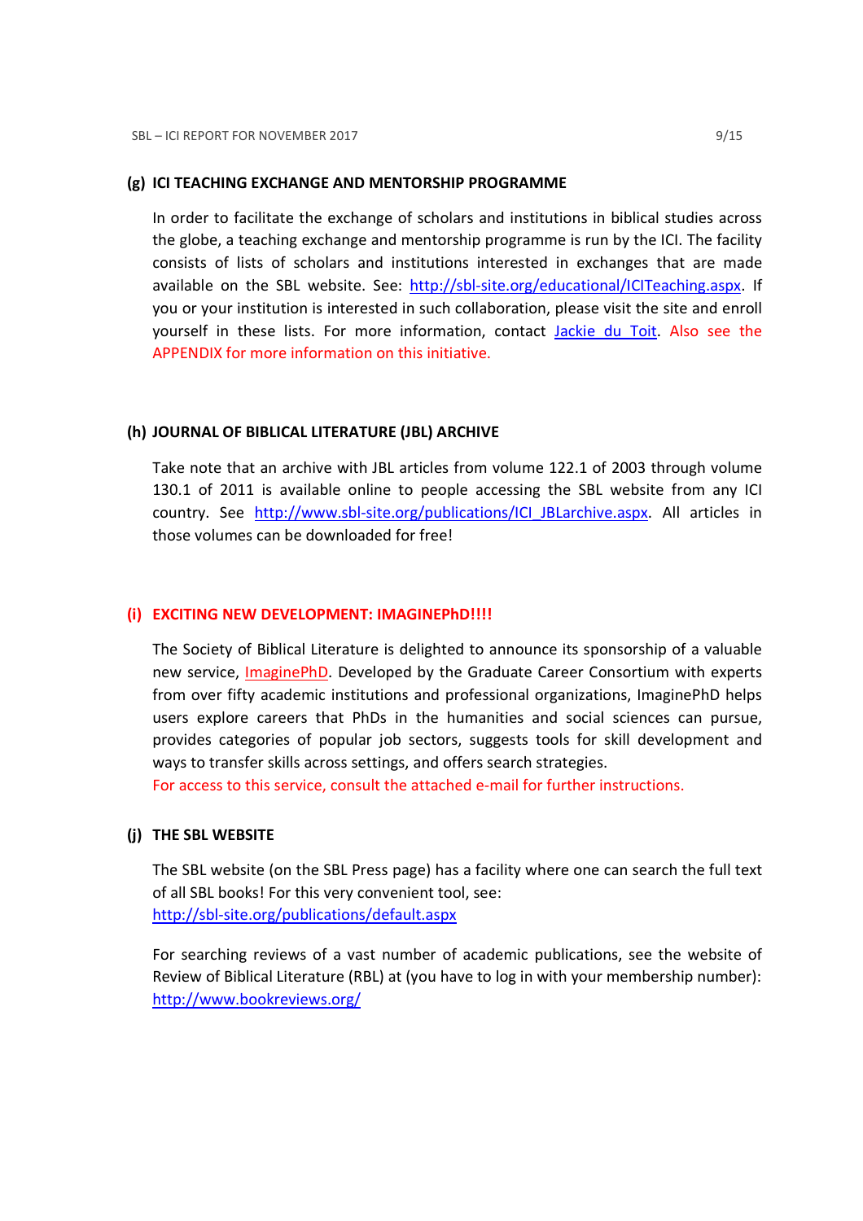### (g) ICI TEACHING EXCHANGE AND MENTORSHIP PROGRAMME

In order to facilitate the exchange of scholars and institutions in biblical studies across the globe, a teaching exchange and mentorship programme is run by the ICI. The facility consists of lists of scholars and institutions interested in exchanges that are made available on the SBL website. See: http://sbl-site.org/educational/ICITeaching.aspx. If you or your institution is interested in such collaboration, please visit the site and enroll yourself in these lists. For more information, contact Jackie du Toit. Also see the APPENDIX for more information on this initiative.

### (h) JOURNAL OF BIBLICAL LITERATURE (JBL) ARCHIVE

Take note that an archive with JBL articles from volume 122.1 of 2003 through volume 130.1 of 2011 is available online to people accessing the SBL website from any ICI country. See http://www.sbl-site.org/publications/ICI_JBLarchive.aspx. All articles in those volumes can be downloaded for free!

### (i) EXCITING NEW DEVELOPMENT: IMAGINEPhD!!!!

The Society of Biblical Literature is delighted to announce its sponsorship of a valuable new service, ImaginePhD. Developed by the Graduate Career Consortium with experts from over fifty academic institutions and professional organizations, ImaginePhD helps users explore careers that PhDs in the humanities and social sciences can pursue, provides categories of popular job sectors, suggests tools for skill development and ways to transfer skills across settings, and offers search strategies.
For access to this service, consult the attached e-mail for further instructions.

### (j) THE SBL WEBSITE

The SBL website (on the SBL Press page) has a facility where one can search the full text of all SBL books! For this very convenient tool, see:
http://sbl-site.org/publications/default.aspx

For searching reviews of a vast number of academic publications, see the website of Review of Biblical Literature (RBL) at (you have to log in with your membership number):
http://www.bookreviews.org/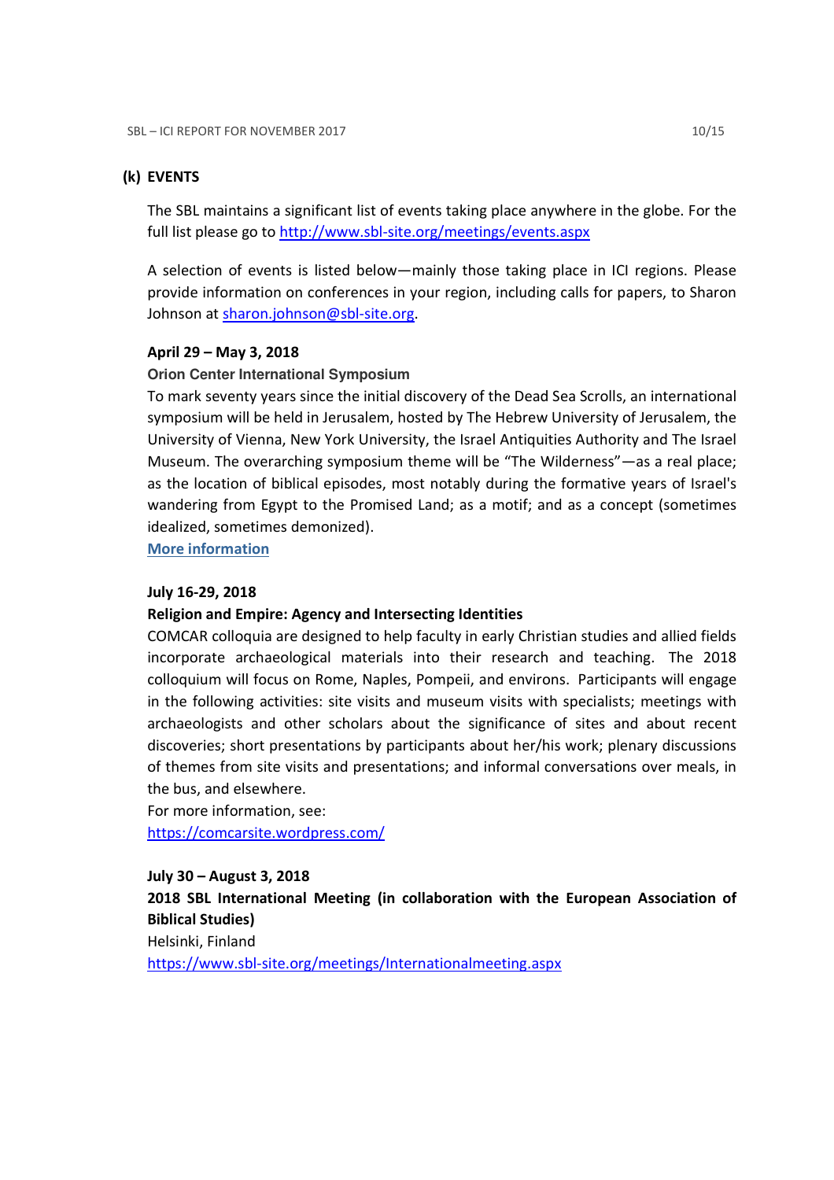**(k) EVENTS**

The SBL maintains a significant list of events taking place anywhere in the globe. For the full list please go to http://www.sbl-site.org/meetings/events.aspx

A selection of events is listed below—mainly those taking place in ICI regions. Please provide information on conferences in your region, including calls for papers, to Sharon Johnson at sharon.johnson@sbl-site.org.

**April 29 – May 3, 2018**

**Orion Center International Symposium**

To mark seventy years since the initial discovery of the Dead Sea Scrolls, an international symposium will be held in Jerusalem, hosted by The Hebrew University of Jerusalem, the University of Vienna, New York University, the Israel Antiquities Authority and The Israel Museum. The overarching symposium theme will be "The Wilderness"—as a real place; as the location of biblical episodes, most notably during the formative years of Israel's wandering from Egypt to the Promised Land; as a motif; and as a concept (sometimes idealized, sometimes demonized).

**More information**

**July 16-29, 2018**

**Religion and Empire: Agency and Intersecting Identities**

COMCAR colloquia are designed to help faculty in early Christian studies and allied fields incorporate archaeological materials into their research and teaching. The 2018 colloquium will focus on Rome, Naples, Pompeii, and environs. Participants will engage in the following activities: site visits and museum visits with specialists; meetings with archaeologists and other scholars about the significance of sites and about recent discoveries; short presentations by participants about her/his work; plenary discussions of themes from site visits and presentations; and informal conversations over meals, in the bus, and elsewhere.

For more information, see:
https://comcarsite.wordpress.com/

**July 30 – August 3, 2018**

**2018 SBL International Meeting (in collaboration with the European Association of Biblical Studies)**

Helsinki, Finland
https://www.sbl-site.org/meetings/Internationalmeeting.aspx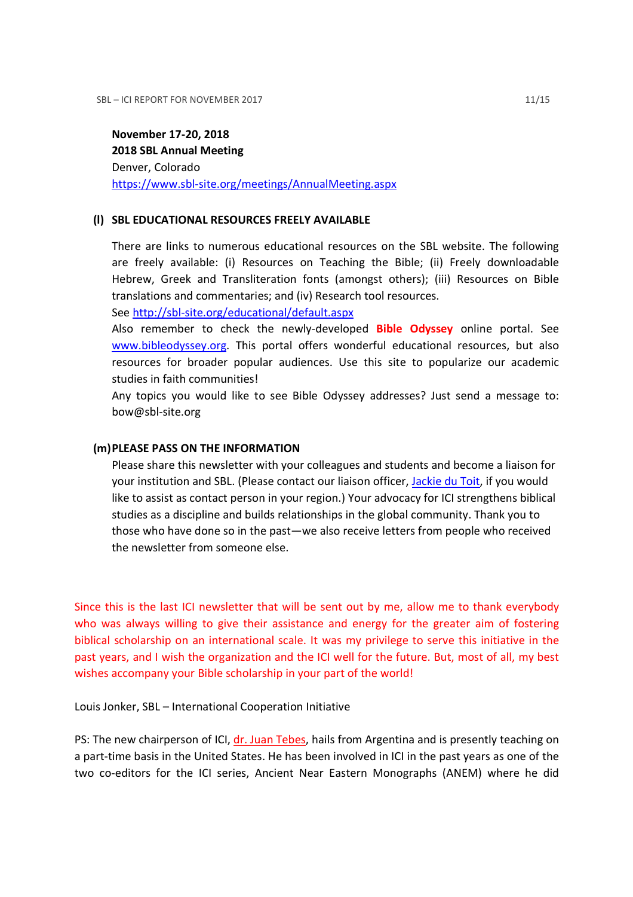**November 17-20, 2018**
**2018 SBL Annual Meeting**
Denver, Colorado
https://www.sbl-site.org/meetings/AnnualMeeting.aspx

**(l) SBL EDUCATIONAL RESOURCES FREELY AVAILABLE**

There are links to numerous educational resources on the SBL website. The following are freely available: (i) Resources on Teaching the Bible; (ii) Freely downloadable Hebrew, Greek and Transliteration fonts (amongst others); (iii) Resources on Bible translations and commentaries; and (iv) Research tool resources.
See http://sbl-site.org/educational/default.aspx
Also remember to check the newly-developed **Bible Odyssey** online portal. See www.bibleodyssey.org. This portal offers wonderful educational resources, but also resources for broader popular audiences. Use this site to popularize our academic studies in faith communities!
Any topics you would like to see Bible Odyssey addresses? Just send a message to: bow@sbl-site.org

**(m) PLEASE PASS ON THE INFORMATION**

Please share this newsletter with your colleagues and students and become a liaison for your institution and SBL. (Please contact our liaison officer, Jackie du Toit, if you would like to assist as contact person in your region.) Your advocacy for ICI strengthens biblical studies as a discipline and builds relationships in the global community. Thank you to those who have done so in the past—we also receive letters from people who received the newsletter from someone else.

Since this is the last ICI newsletter that will be sent out by me, allow me to thank everybody who was always willing to give their assistance and energy for the greater aim of fostering biblical scholarship on an international scale. It was my privilege to serve this initiative in the past years, and I wish the organization and the ICI well for the future. But, most of all, my best wishes accompany your Bible scholarship in your part of the world!

Louis Jonker, SBL – International Cooperation Initiative

PS: The new chairperson of ICI, dr. Juan Tebes, hails from Argentina and is presently teaching on a part-time basis in the United States. He has been involved in ICI in the past years as one of the two co-editors for the ICI series, Ancient Near Eastern Monographs (ANEM) where he did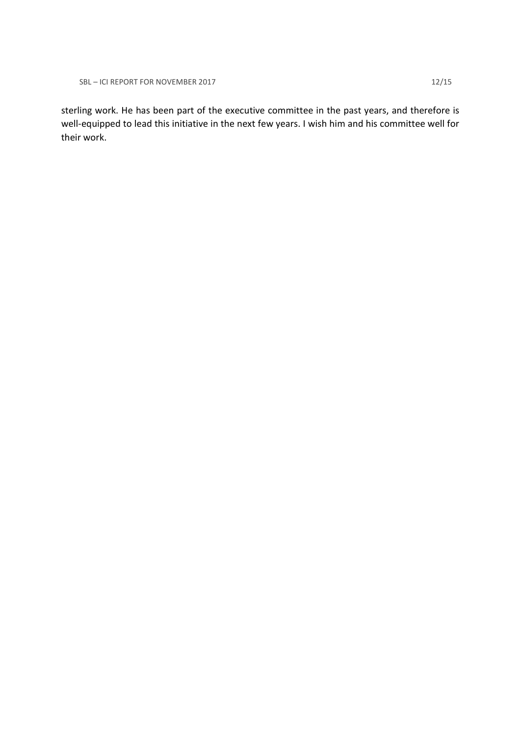sterling work. He has been part of the executive committee in the past years, and therefore is well-equipped to lead this initiative in the next few years. I wish him and his committee well for their work.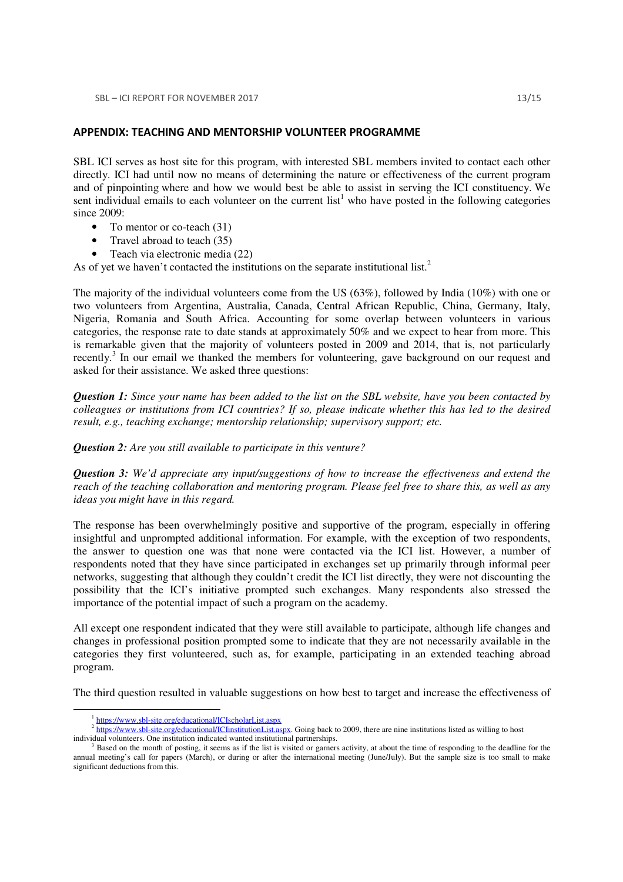## APPENDIX: TEACHING AND MENTORSHIP VOLUNTEER PROGRAMME

SBL ICI serves as host site for this program, with interested SBL members invited to contact each other directly. ICI had until now no means of determining the nature or effectiveness of the current program and of pinpointing where and how we would best be able to assist in serving the ICI constituency. We sent individual emails to each volunteer on the current list[1] who have posted in the following categories since 2009:

- To mentor or co-teach (31)
- Travel abroad to teach (35)
- Teach via electronic media (22)

As of yet we haven't contacted the institutions on the separate institutional list.[2]

The majority of the individual volunteers come from the US (63%), followed by India (10%) with one or two volunteers from Argentina, Australia, Canada, Central African Republic, China, Germany, Italy, Nigeria, Romania and South Africa. Accounting for some overlap between volunteers in various categories, the response rate to date stands at approximately 50% and we expect to hear from more. This is remarkable given that the majority of volunteers posted in 2009 and 2014, that is, not particularly recently.[3] In our email we thanked the members for volunteering, gave background on our request and asked for their assistance. We asked three questions:

***Question 1:*** *Since your name has been added to the list on the SBL website, have you been contacted by colleagues or institutions from ICI countries? If so, please indicate whether this has led to the desired result, e.g., teaching exchange; mentorship relationship; supervisory support; etc.*

***Question 2:*** *Are you still available to participate in this venture?*

***Question 3:*** *We'd appreciate any input/suggestions of how to increase the effectiveness and extend the reach of the teaching collaboration and mentoring program. Please feel free to share this, as well as any ideas you might have in this regard.*

The response has been overwhelmingly positive and supportive of the program, especially in offering insightful and unprompted additional information. For example, with the exception of two respondents, the answer to question one was that none were contacted via the ICI list. However, a number of respondents noted that they have since participated in exchanges set up primarily through informal peer networks, suggesting that although they couldn't credit the ICI list directly, they were not discounting the possibility that the ICI's initiative prompted such exchanges. Many respondents also stressed the importance of the potential impact of such a program on the academy.

All except one respondent indicated that they were still available to participate, although life changes and changes in professional position prompted some to indicate that they are not necessarily available in the categories they first volunteered, such as, for example, participating in an extended teaching abroad program.

The third question resulted in valuable suggestions on how best to target and increase the effectiveness of

---

[1] https://www.sbl-site.org/educational/ICIscholarList.aspx

[2] https://www.sbl-site.org/educational/ICIinstitutionList.aspx. Going back to 2009, there are nine institutions listed as willing to host individual volunteers. One institution indicated wanted institutional partnerships.

[3] Based on the month of posting, it seems as if the list is visited or garners activity, at about the time of responding to the deadline for the annual meeting's call for papers (March), or during or after the international meeting (June/July). But the sample size is too small to make significant deductions from this.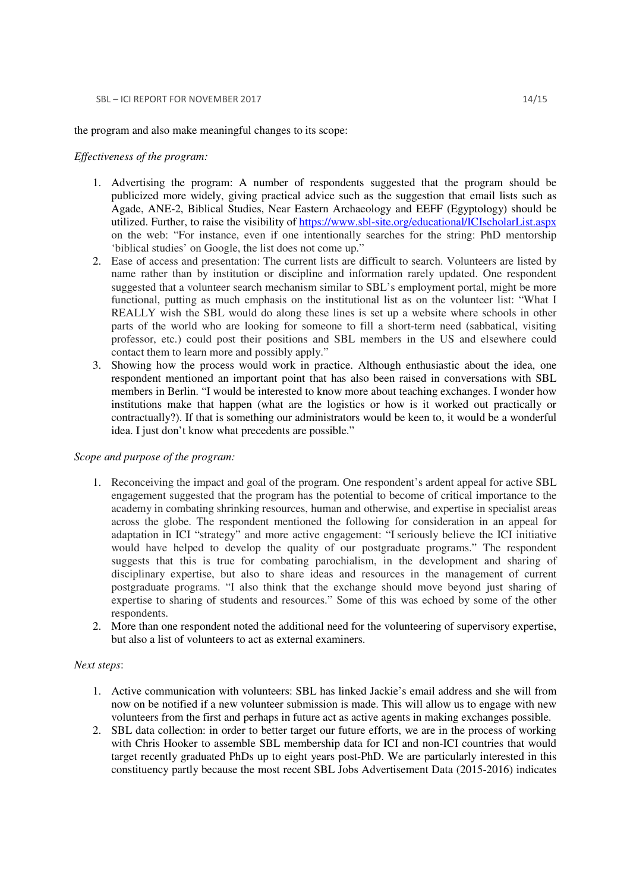the program and also make meaningful changes to its scope:

*Effectiveness of the program:*

1. Advertising the program: A number of respondents suggested that the program should be publicized more widely, giving practical advice such as the suggestion that email lists such as Agade, ANE-2, Biblical Studies, Near Eastern Archaeology and EEFF (Egyptology) should be utilized. Further, to raise the visibility of [https://www.sbl-site.org/educational/ICIscholarList.aspx](https://www.sbl-site.org/educational/ICIscholarList.aspx) on the web: "For instance, even if one intentionally searches for the string: PhD mentorship 'biblical studies' on Google, the list does not come up."
2. Ease of access and presentation: The current lists are difficult to search. Volunteers are listed by name rather than by institution or discipline and information rarely updated. One respondent suggested that a volunteer search mechanism similar to SBL's employment portal, might be more functional, putting as much emphasis on the institutional list as on the volunteer list: "What I REALLY wish the SBL would do along these lines is set up a website where schools in other parts of the world who are looking for someone to fill a short-term need (sabbatical, visiting professor, etc.) could post their positions and SBL members in the US and elsewhere could contact them to learn more and possibly apply."
3. Showing how the process would work in practice. Although enthusiastic about the idea, one respondent mentioned an important point that has also been raised in conversations with SBL members in Berlin. "I would be interested to know more about teaching exchanges. I wonder how institutions make that happen (what are the logistics or how is it worked out practically or contractually?). If that is something our administrators would be keen to, it would be a wonderful idea. I just don't know what precedents are possible."

*Scope and purpose of the program:*

1. Reconceiving the impact and goal of the program. One respondent's ardent appeal for active SBL engagement suggested that the program has the potential to become of critical importance to the academy in combating shrinking resources, human and otherwise, and expertise in specialist areas across the globe. The respondent mentioned the following for consideration in an appeal for adaptation in ICI "strategy" and more active engagement: "I seriously believe the ICI initiative would have helped to develop the quality of our postgraduate programs." The respondent suggests that this is true for combating parochialism, in the development and sharing of disciplinary expertise, but also to share ideas and resources in the management of current postgraduate programs. "I also think that the exchange should move beyond just sharing of expertise to sharing of students and resources." Some of this was echoed by some of the other respondents.
2. More than one respondent noted the additional need for the volunteering of supervisory expertise, but also a list of volunteers to act as external examiners.

*Next steps*:

1. Active communication with volunteers: SBL has linked Jackie's email address and she will from now on be notified if a new volunteer submission is made. This will allow us to engage with new volunteers from the first and perhaps in future act as active agents in making exchanges possible.
2. SBL data collection: in order to better target our future efforts, we are in the process of working with Chris Hooker to assemble SBL membership data for ICI and non-ICI countries that would target recently graduated PhDs up to eight years post-PhD. We are particularly interested in this constituency partly because the most recent SBL Jobs Advertisement Data (2015-2016) indicates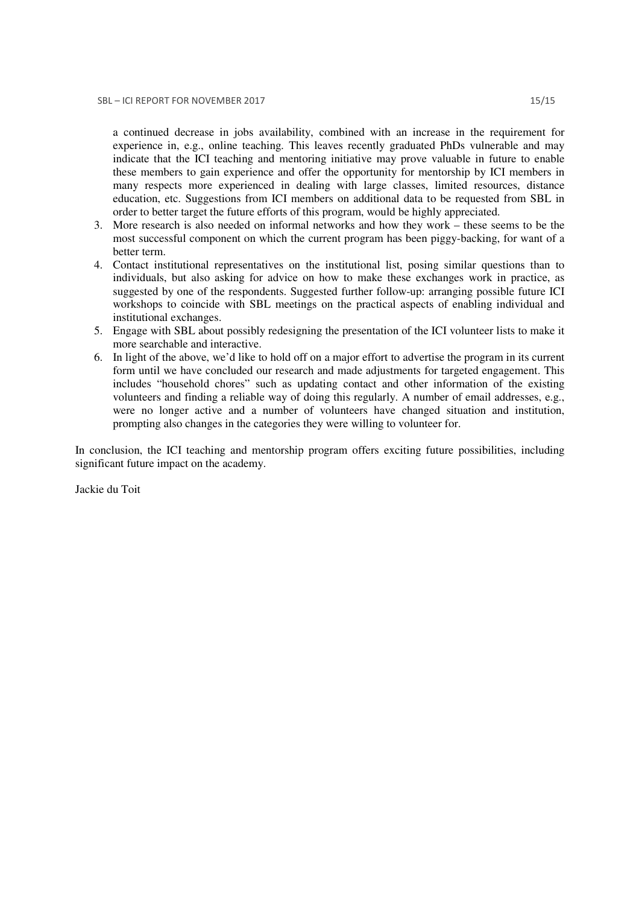a continued decrease in jobs availability, combined with an increase in the requirement for experience in, e.g., online teaching. This leaves recently graduated PhDs vulnerable and may indicate that the ICI teaching and mentoring initiative may prove valuable in future to enable these members to gain experience and offer the opportunity for mentorship by ICI members in many respects more experienced in dealing with large classes, limited resources, distance education, etc. Suggestions from ICI members on additional data to be requested from SBL in order to better target the future efforts of this program, would be highly appreciated.

3. More research is also needed on informal networks and how they work – these seems to be the most successful component on which the current program has been piggy-backing, for want of a better term.
4. Contact institutional representatives on the institutional list, posing similar questions than to individuals, but also asking for advice on how to make these exchanges work in practice, as suggested by one of the respondents. Suggested further follow-up: arranging possible future ICI workshops to coincide with SBL meetings on the practical aspects of enabling individual and institutional exchanges.
5. Engage with SBL about possibly redesigning the presentation of the ICI volunteer lists to make it more searchable and interactive.
6. In light of the above, we'd like to hold off on a major effort to advertise the program in its current form until we have concluded our research and made adjustments for targeted engagement. This includes "household chores" such as updating contact and other information of the existing volunteers and finding a reliable way of doing this regularly. A number of email addresses, e.g., were no longer active and a number of volunteers have changed situation and institution, prompting also changes in the categories they were willing to volunteer for.

In conclusion, the ICI teaching and mentorship program offers exciting future possibilities, including significant future impact on the academy.

Jackie du Toit